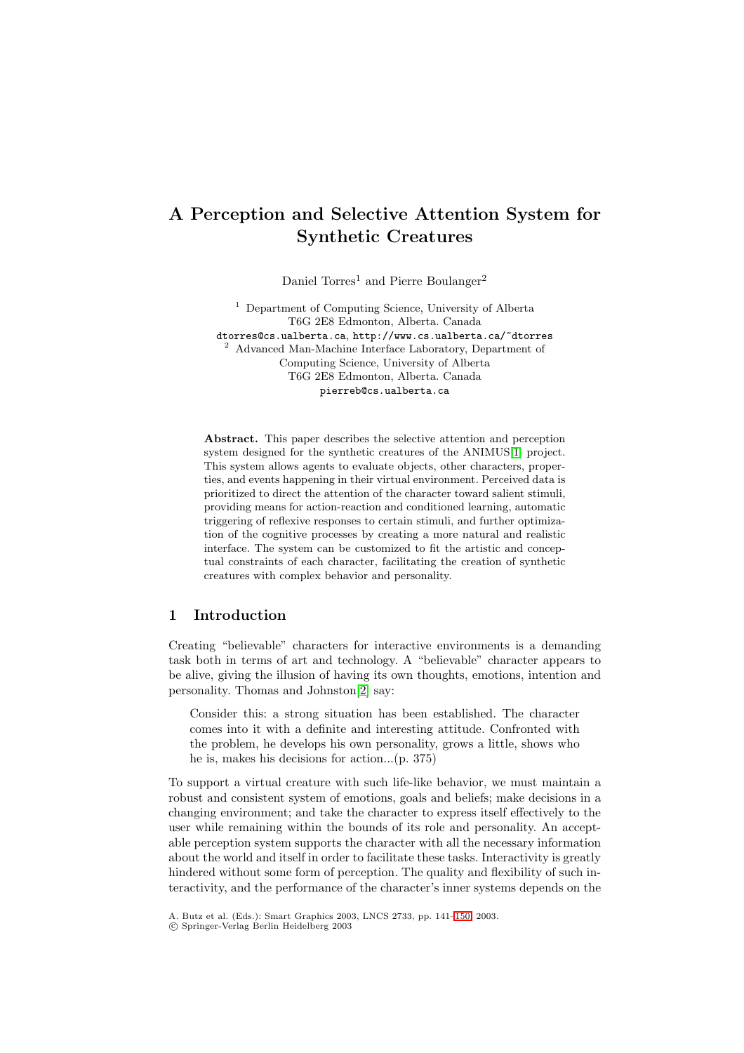# A Perception and Selective Attention System for Synthetic Creatures

Daniel Torres[1] and Pierre Boulanger[2]

[1] Department of Computing Science, University of Alberta
T6G 2E8 Edmonton, Alberta. Canada
dtorres@cs.ualberta.ca, http://www.cs.ualberta.ca/~dtorres

[2] Advanced Man-Machine Interface Laboratory, Department of Computing Science, University of Alberta
T6G 2E8 Edmonton, Alberta. Canada
pierreb@cs.ualberta.ca

**Abstract.** This paper describes the selective attention and perception system designed for the synthetic creatures of the ANIMUS[1] project. This system allows agents to evaluate objects, other characters, properties, and events happening in their virtual environment. Perceived data is prioritized to direct the attention of the character toward salient stimuli, providing means for action-reaction and conditioned learning, automatic triggering of reflexive responses to certain stimuli, and further optimization of the cognitive processes by creating a more natural and realistic interface. The system can be customized to fit the artistic and conceptual constraints of each character, facilitating the creation of synthetic creatures with complex behavior and personality.

## 1 Introduction

Creating "believable" characters for interactive environments is a demanding task both in terms of art and technology. A "believable" character appears to be alive, giving the illusion of having its own thoughts, emotions, intention and personality. Thomas and Johnston[2] say:

> Consider this: a strong situation has been established. The character comes into it with a definite and interesting attitude. Confronted with the problem, he develops his own personality, grows a little, shows who he is, makes his decisions for action...(p. 375)

To support a virtual creature with such life-like behavior, we must maintain a robust and consistent system of emotions, goals and beliefs; make decisions in a changing environment; and take the character to express itself effectively to the user while remaining within the bounds of its role and personality. An acceptable perception system supports the character with all the necessary information about the world and itself in order to facilitate these tasks. Interactivity is greatly hindered without some form of perception. The quality and flexibility of such interactivity, and the performance of the character's inner systems depends on the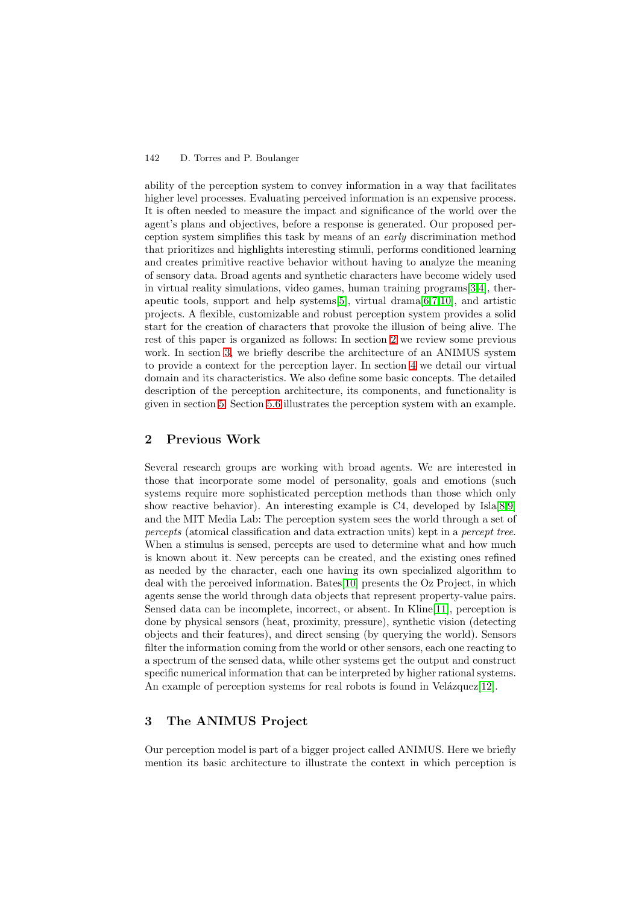ability of the perception system to convey information in a way that facilitates higher level processes. Evaluating perceived information is an expensive process. It is often needed to measure the impact and significance of the world over the agent's plans and objectives, before a response is generated. Our proposed perception system simplifies this task by means of an *early* discrimination method that prioritizes and highlights interesting stimuli, performs conditioned learning and creates primitive reactive behavior without having to analyze the meaning of sensory data. Broad agents and synthetic characters have become widely used in virtual reality simulations, video games, human training programs[3,4], therapeutic tools, support and help systems[5], virtual drama[6,7,10], and artistic projects. A flexible, customizable and robust perception system provides a solid start for the creation of characters that provoke the illusion of being alive. The rest of this paper is organized as follows: In section 2 we review some previous work. In section 3, we briefly describe the architecture of an ANIMUS system to provide a context for the perception layer. In section 4 we detail our virtual domain and its characteristics. We also define some basic concepts. The detailed description of the perception architecture, its components, and functionality is given in section 5. Section 5.6 illustrates the perception system with an example.

## 2 Previous Work

Several research groups are working with broad agents. We are interested in those that incorporate some model of personality, goals and emotions (such systems require more sophisticated perception methods than those which only show reactive behavior). An interesting example is C4, developed by Isla[8,9] and the MIT Media Lab: The perception system sees the world through a set of *percepts* (atomical classification and data extraction units) kept in a *percept tree*. When a stimulus is sensed, percepts are used to determine what and how much is known about it. New percepts can be created, and the existing ones refined as needed by the character, each one having its own specialized algorithm to deal with the perceived information. Bates[10] presents the Oz Project, in which agents sense the world through data objects that represent property-value pairs. Sensed data can be incomplete, incorrect, or absent. In Kline[11], perception is done by physical sensors (heat, proximity, pressure), synthetic vision (detecting objects and their features), and direct sensing (by querying the world). Sensors filter the information coming from the world or other sensors, each one reacting to a spectrum of the sensed data, while other systems get the output and construct specific numerical information that can be interpreted by higher rational systems. An example of perception systems for real robots is found in Velázquez[12].

## 3 The ANIMUS Project

Our perception model is part of a bigger project called ANIMUS. Here we briefly mention its basic architecture to illustrate the context in which perception is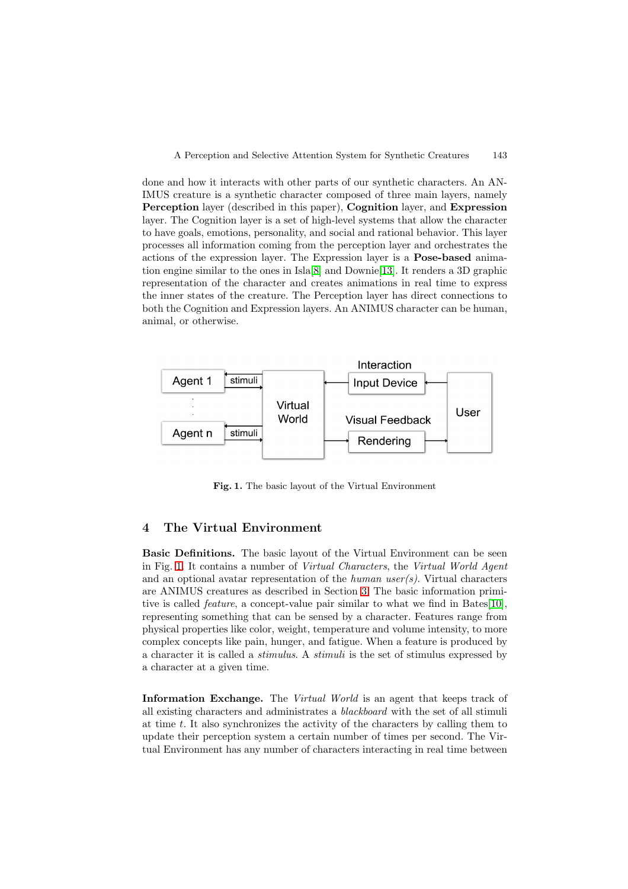done and how it interacts with other parts of our synthetic characters. An ANIMUS creature is a synthetic character composed of three main layers, namely **Perception** layer (described in this paper), **Cognition** layer, and **Expression** layer. The Cognition layer is a set of high-level systems that allow the character to have goals, emotions, personality, and social and rational behavior. This layer processes all information coming from the perception layer and orchestrates the actions of the expression layer. The Expression layer is a **Pose-based** animation engine similar to the ones in Isla[8] and Downie[13]. It renders a 3D graphic representation of the character and creates animations in real time to express the inner states of the creature. The Perception layer has direct connections to both the Cognition and Expression layers. An ANIMUS character can be human, animal, or otherwise.

**Fig. 1.** The basic layout of the Virtual Environment

## 4 The Virtual Environment

**Basic Definitions.** The basic layout of the Virtual Environment can be seen in Fig. 1. It contains a number of *Virtual Characters*, the *Virtual World Agent* and an optional avatar representation of the *human user(s)*. Virtual characters are ANIMUS creatures as described in Section 3. The basic information primitive is called *feature*, a concept-value pair similar to what we find in Bates[10], representing something that can be sensed by a character. Features range from physical properties like color, weight, temperature and volume intensity, to more complex concepts like pain, hunger, and fatigue. When a feature is produced by a character it is called a *stimulus*. A *stimuli* is the set of stimulus expressed by a character at a given time.

**Information Exchange.** The *Virtual World* is an agent that keeps track of all existing characters and administrates a *blackboard* with the set of all stimuli at time $t$. It also synchronizes the activity of the characters by calling them to update their perception system a certain number of times per second. The Virtual Environment has any number of characters interacting in real time between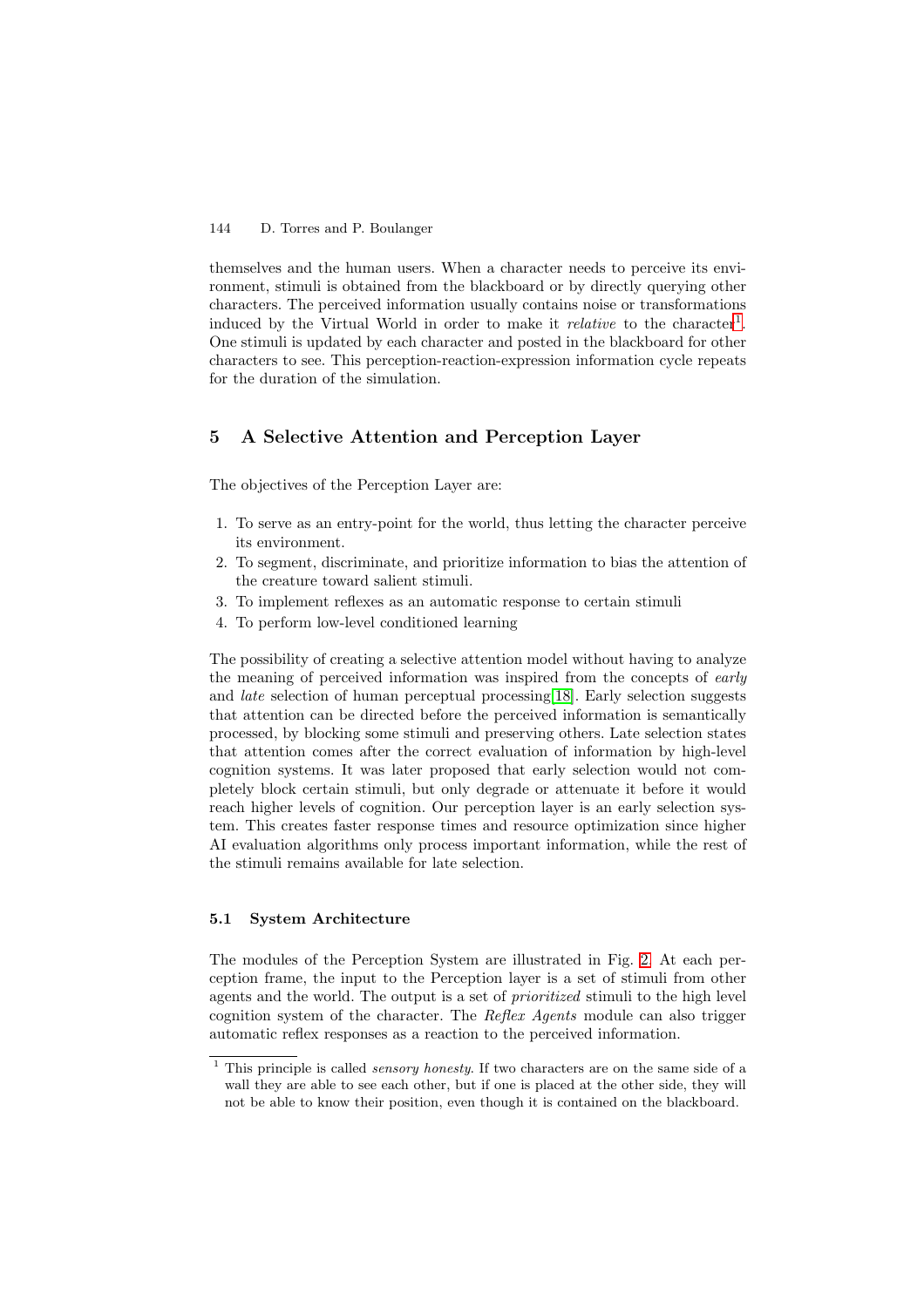themselves and the human users. When a character needs to perceive its environment, stimuli is obtained from the blackboard or by directly querying other characters. The perceived information usually contains noise or transformations induced by the Virtual World in order to make it *relative* to the character[1]. One stimuli is updated by each character and posted in the blackboard for other characters to see. This perception-reaction-expression information cycle repeats for the duration of the simulation.

## 5 A Selective Attention and Perception Layer

The objectives of the Perception Layer are:

1. To serve as an entry-point for the world, thus letting the character perceive its environment.
2. To segment, discriminate, and prioritize information to bias the attention of the creature toward salient stimuli.
3. To implement reflexes as an automatic response to certain stimuli
4. To perform low-level conditioned learning

The possibility of creating a selective attention model without having to analyze the meaning of perceived information was inspired from the concepts of *early* and *late* selection of human perceptual processing[18]. Early selection suggests that attention can be directed before the perceived information is semantically processed, by blocking some stimuli and preserving others. Late selection states that attention comes after the correct evaluation of information by high-level cognition systems. It was later proposed that early selection would not completely block certain stimuli, but only degrade or attenuate it before it would reach higher levels of cognition. Our perception layer is an early selection system. This creates faster response times and resource optimization since higher AI evaluation algorithms only process important information, while the rest of the stimuli remains available for late selection.

### 5.1 System Architecture

The modules of the Perception System are illustrated in Fig. 2. At each perception frame, the input to the Perception layer is a set of stimuli from other agents and the world. The output is a set of *prioritized* stimuli to the high level cognition system of the character. The *Reflex Agents* module can also trigger automatic reflex responses as a reaction to the perceived information.

[1] This principle is called *sensory honesty*. If two characters are on the same side of a wall they are able to see each other, but if one is placed at the other side, they will not be able to know their position, even though it is contained on the blackboard.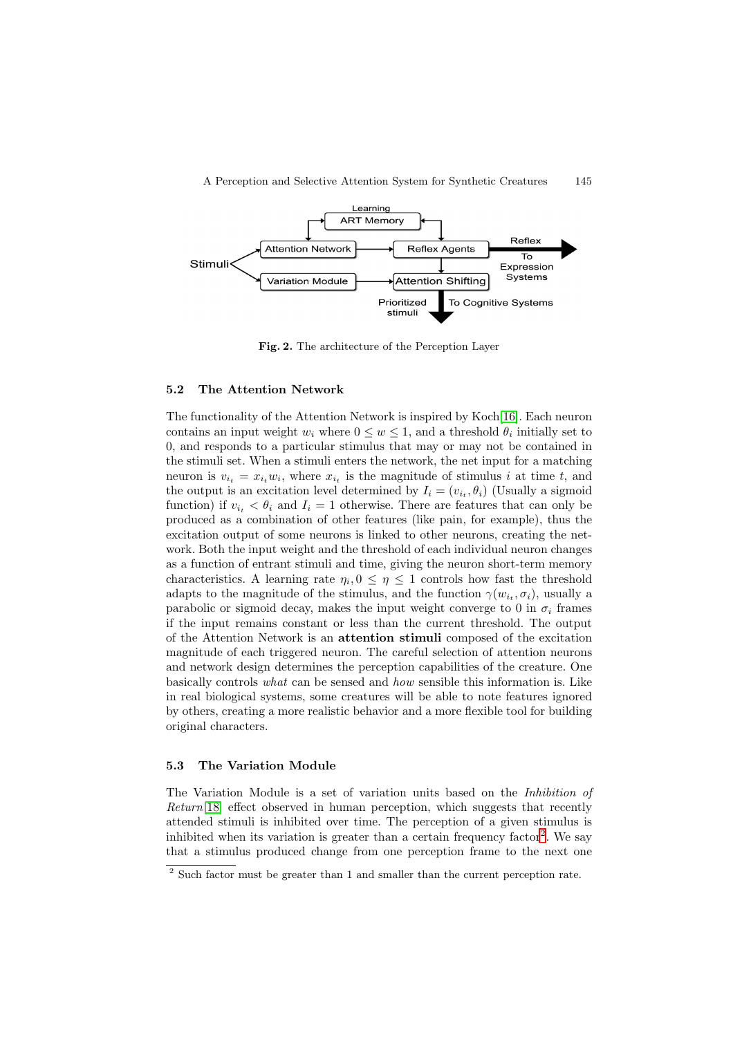Fig. 2. The architecture of the Perception Layer

### 5.2 The Attention Network

The functionality of the Attention Network is inspired by Koch[16]. Each neuron contains an input weight $w_i$ where $0 \leq w \leq 1$, and a threshold $\theta_i$ initially set to 0, and responds to a particular stimulus that may or may not be contained in the stimuli set. When a stimuli enters the network, the net input for a matching neuron is $v_{i_t} = x_{i_t} w_i$, where $x_{i_t}$ is the magnitude of stimulus $i$ at time $t$, and the output is an excitation level determined by $I_i = (v_{i_t}, \theta_i)$ (Usually a sigmoid function) if $v_{i_t} < \theta_i$ and $I_i = 1$ otherwise. There are features that can only be produced as a combination of other features (like pain, for example), thus the excitation output of some neurons is linked to other neurons, creating the network. Both the input weight and the threshold of each individual neuron changes as a function of entrant stimuli and time, giving the neuron short-term memory characteristics. A learning rate $\eta_i, 0 \leq \eta \leq 1$ controls how fast the threshold adapts to the magnitude of the stimulus, and the function $\gamma(w_{i_t}, \sigma_i)$, usually a parabolic or sigmoid decay, makes the input weight converge to 0 in $\sigma_i$ frames if the input remains constant or less than the current threshold. The output of the Attention Network is an **attention stimuli** composed of the excitation magnitude of each triggered neuron. The careful selection of attention neurons and network design determines the perception capabilities of the creature. One basically controls *what* can be sensed and *how* sensible this information is. Like in real biological systems, some creatures will be able to note features ignored by others, creating a more realistic behavior and a more flexible tool for building original characters.

### 5.3 The Variation Module

The Variation Module is a set of variation units based on the *Inhibition of Return*[18] effect observed in human perception, which suggests that recently attended stimuli is inhibited over time. The perception of a given stimulus is inhibited when its variation is greater than a certain frequency factor[2]. We say that a stimulus produced change from one perception frame to the next one

[2] Such factor must be greater than 1 and smaller than the current perception rate.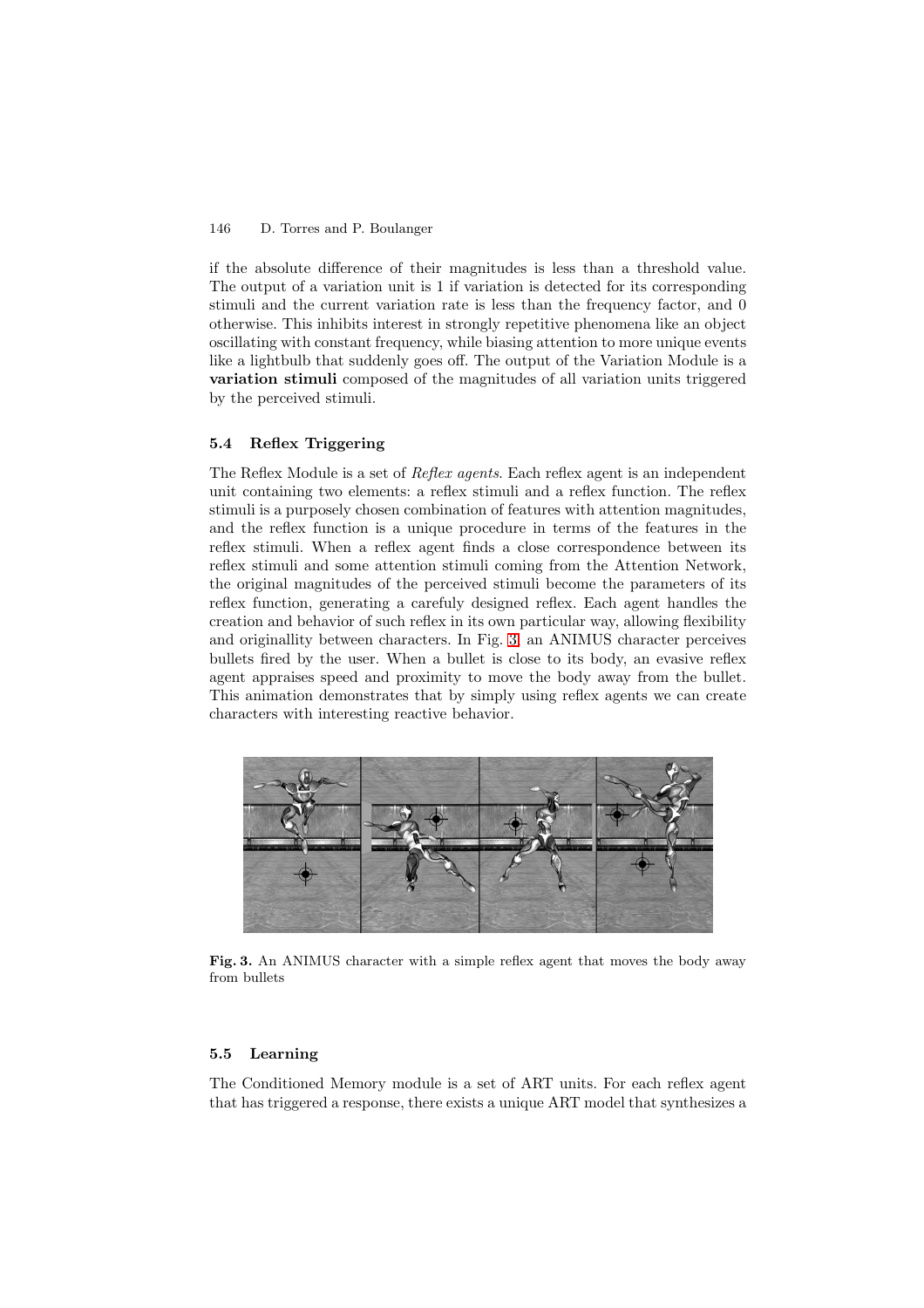if the absolute difference of their magnitudes is less than a threshold value. The output of a variation unit is 1 if variation is detected for its corresponding stimuli and the current variation rate is less than the frequency factor, and 0 otherwise. This inhibits interest in strongly repetitive phenomena like an object oscillating with constant frequency, while biasing attention to more unique events like a lightbulb that suddenly goes off. The output of the Variation Module is a **variation stimuli** composed of the magnitudes of all variation units triggered by the perceived stimuli.

### 5.4 Reflex Triggering

The Reflex Module is a set of *Reflex agents*. Each reflex agent is an independent unit containing two elements: a reflex stimuli and a reflex function. The reflex stimuli is a purposely chosen combination of features with attention magnitudes, and the reflex function is a unique procedure in terms of the features in the reflex stimuli. When a reflex agent finds a close correspondence between its reflex stimuli and some attention stimuli coming from the Attention Network, the original magnitudes of the perceived stimuli become the parameters of its reflex function, generating a carefully designed reflex. Each agent handles the creation and behavior of such reflex in its own particular way, allowing flexibility and originallity between characters. In Fig. 3, an ANIMUS character perceives bullets fired by the user. When a bullet is close to its body, an evasive reflex agent appraises speed and proximity to move the body away from the bullet. This animation demonstrates that by simply using reflex agents we can create characters with interesting reactive behavior.

**Fig. 3.** An ANIMUS character with a simple reflex agent that moves the body away from bullets

### 5.5 Learning

The Conditioned Memory module is a set of ART units. For each reflex agent that has triggered a response, there exists a unique ART model that synthesizes a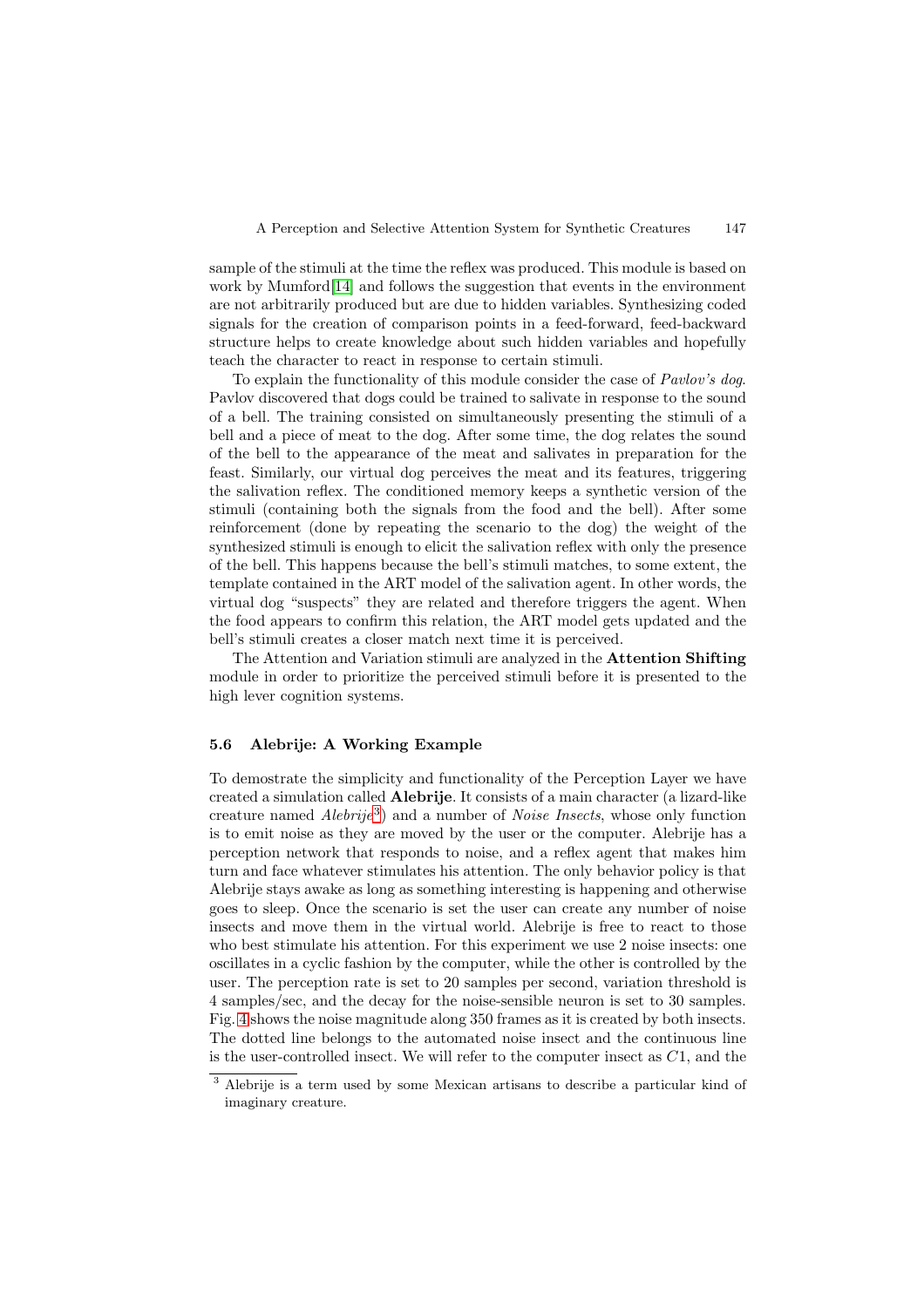sample of the stimuli at the time the reflex was produced. This module is based on work by Mumford[14] and follows the suggestion that events in the environment are not arbitrarily produced but are due to hidden variables. Synthesizing coded signals for the creation of comparison points in a feed-forward, feed-backward structure helps to create knowledge about such hidden variables and hopefully teach the character to react in response to certain stimuli.

To explain the functionality of this module consider the case of *Pavlov's dog*. Pavlov discovered that dogs could be trained to salivate in response to the sound of a bell. The training consisted on simultaneously presenting the stimuli of a bell and a piece of meat to the dog. After some time, the dog relates the sound of the bell to the appearance of the meat and salivates in preparation for the feast. Similarly, our virtual dog perceives the meat and its features, triggering the salivation reflex. The conditioned memory keeps a synthetic version of the stimuli (containing both the signals from the food and the bell). After some reinforcement (done by repeating the scenario to the dog) the weight of the synthesized stimuli is enough to elicit the salivation reflex with only the presence of the bell. This happens because the bell's stimuli matches, to some extent, the template contained in the ART model of the salivation agent. In other words, the virtual dog "suspects" they are related and therefore triggers the agent. When the food appears to confirm this relation, the ART model gets updated and the bell's stimuli creates a closer match next time it is perceived.

The Attention and Variation stimuli are analyzed in the **Attention Shifting** module in order to prioritize the perceived stimuli before it is presented to the high lever cognition systems.

### 5.6 Alebrije: A Working Example

To demostrate the simplicity and functionality of the Perception Layer we have created a simulation called **Alebrije**. It consists of a main character (a lizard-like creature named *Alebrije*[3]) and a number of *Noise Insects*, whose only function is to emit noise as they are moved by the user or the computer. Alebrije has a perception network that responds to noise, and a reflex agent that makes him turn and face whatever stimulates his attention. The only behavior policy is that Alebrije stays awake as long as something interesting is happening and otherwise goes to sleep. Once the scenario is set the user can create any number of noise insects and move them in the virtual world. Alebrije is free to react to those who best stimulate his attention. For this experiment we use 2 noise insects: one oscillates in a cyclic fashion by the computer, while the other is controlled by the user. The perception rate is set to 20 samples per second, variation threshold is 4 samples/sec, and the decay for the noise-sensible neuron is set to 30 samples. Fig. 4 shows the noise magnitude along 350 frames as it is created by both insects. The dotted line belongs to the automated noise insect and the continuous line is the user-controlled insect. We will refer to the computer insect as $C1$, and the

[3] Alebrije is a term used by some Mexican artisans to describe a particular kind of imaginary creature.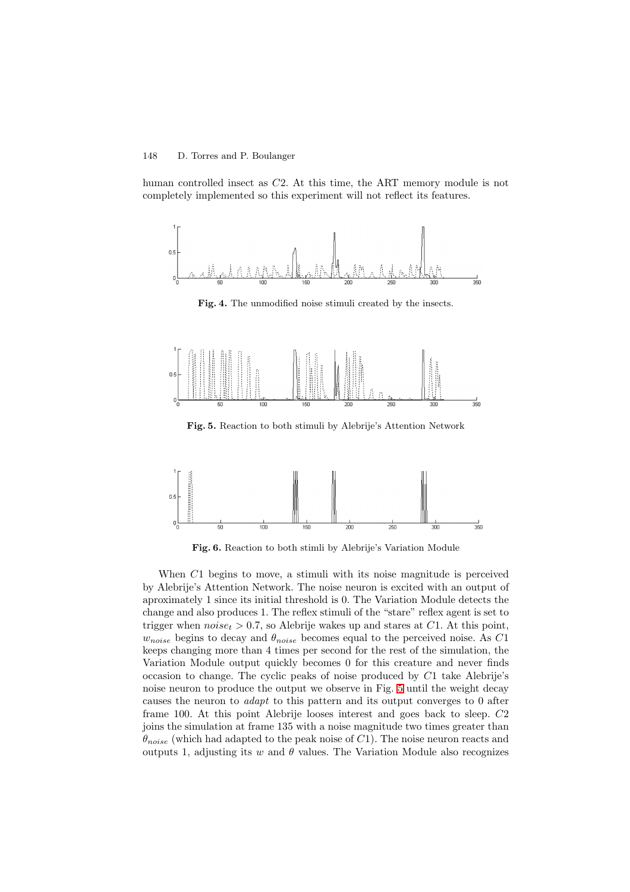human controlled insect as $C2$. At this time, the ART memory module is not completely implemented so this experiment will not reflect its features.

**Fig. 4.** The unmodified noise stimuli created by the insects.

**Fig. 5.** Reaction to both stimuli by Alebrije's Attention Network

**Fig. 6.** Reaction to both stimli by Alebrije's Variation Module

When $C1$ begins to move, a stimuli with its noise magnitude is perceived by Alebrije's Attention Network. The noise neuron is excited with an output of aproximately 1 since its initial threshold is 0. The Variation Module detects the change and also produces 1. The reflex stimuli of the "stare" reflex agent is set to trigger when $noise_t > 0.7$, so Alebrije wakes up and stares at $C1$. At this point, $w_{noise}$ begins to decay and $\theta_{noise}$ becomes equal to the perceived noise. As $C1$ keeps changing more than 4 times per second for the rest of the simulation, the Variation Module output quickly becomes 0 for this creature and never finds occasion to change. The cyclic peaks of noise produced by $C1$ take Alebrije's noise neuron to produce the output we observe in Fig. 5 until the weight decay causes the neuron to *adapt* to this pattern and its output converges to 0 after frame 100. At this point Alebrije looses interest and goes back to sleep. $C2$ joins the simulation at frame 135 with a noise magnitude two times greater than $\theta_{noise}$ (which had adapted to the peak noise of $C1$). The noise neuron reacts and outputs 1, adjusting its $w$ and $\theta$ values. The Variation Module also recognizes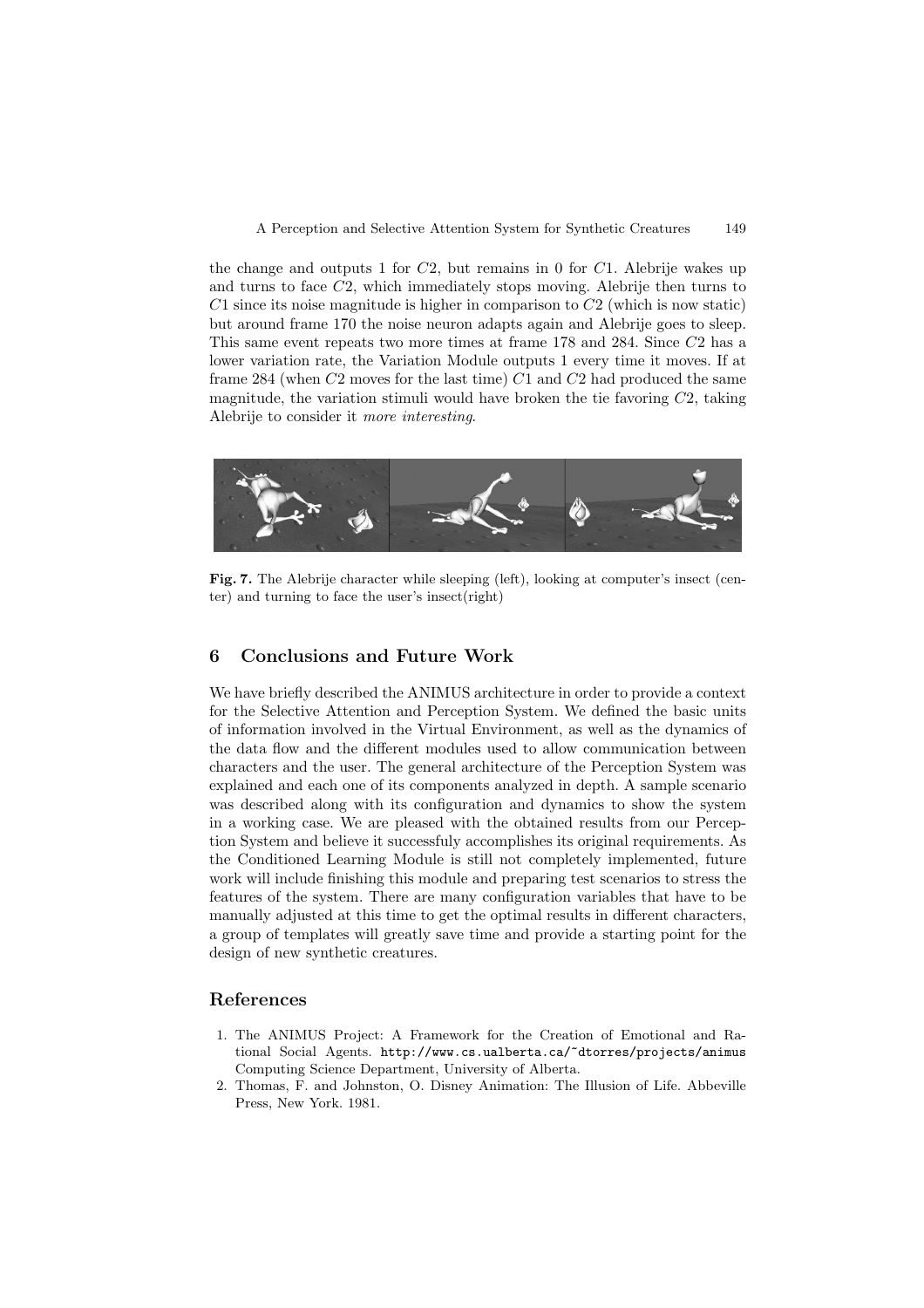the change and outputs 1 for $C2$, but remains in 0 for $C1$. Alebrije wakes up and turns to face $C2$, which immediately stops moving. Alebrije then turns to $C1$ since its noise magnitude is higher in comparison to $C2$ (which is now static) but around frame 170 the noise neuron adapts again and Alebrije goes to sleep. This same event repeats two more times at frame 178 and 284. Since $C2$ has a lower variation rate, the Variation Module outputs 1 every time it moves. If at frame 284 (when $C2$ moves for the last time) $C1$ and $C2$ had produced the same magnitude, the variation stimuli would have broken the tie favoring $C2$, taking Alebrije to consider it *more interesting*.

**Fig. 7.** The Alebrije character while sleeping (left), looking at computer's insect (center) and turning to face the user's insect(right)

## 6 Conclusions and Future Work

We have briefly described the ANIMUS architecture in order to provide a context for the Selective Attention and Perception System. We defined the basic units of information involved in the Virtual Environment, as well as the dynamics of the data flow and the different modules used to allow communication between characters and the user. The general architecture of the Perception System was explained and each one of its components analyzed in depth. A sample scenario was described along with its configuration and dynamics to show the system in a working case. We are pleased with the obtained results from our Perception System and believe it successfuly accomplishes its original requirements. As the Conditioned Learning Module is still not completely implemented, future work will include finishing this module and preparing test scenarios to stress the features of the system. There are many configuration variables that have to be manually adjusted at this time to get the optimal results in different characters, a group of templates will greatly save time and provide a starting point for the design of new synthetic creatures.

## References

1. The ANIMUS Project: A Framework for the Creation of Emotional and Rational Social Agents. `http://www.cs.ualberta.ca/~dtorres/projects/animus` Computing Science Department, University of Alberta.
2. Thomas, F. and Johnston, O. Disney Animation: The Illusion of Life. Abbeville Press, New York. 1981.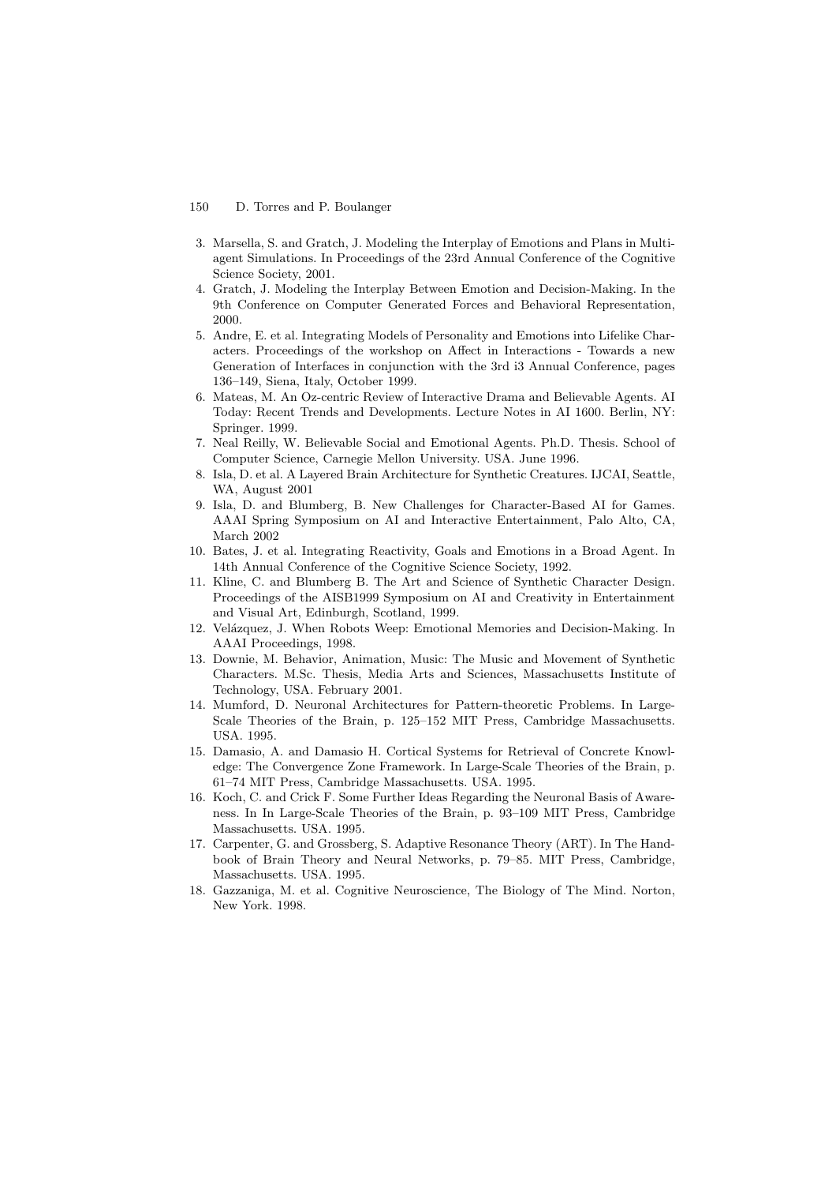3. Marsella, S. and Gratch, J. Modeling the Interplay of Emotions and Plans in Multi-agent Simulations. In Proceedings of the 23rd Annual Conference of the Cognitive Science Society, 2001.
4. Gratch, J. Modeling the Interplay Between Emotion and Decision-Making. In the 9th Conference on Computer Generated Forces and Behavioral Representation, 2000.
5. Andre, E. et al. Integrating Models of Personality and Emotions into Lifelike Characters. Proceedings of the workshop on Affect in Interactions - Towards a new Generation of Interfaces in conjunction with the 3rd i3 Annual Conference, pages 136–149, Siena, Italy, October 1999.
6. Mateas, M. An Oz-centric Review of Interactive Drama and Believable Agents. AI Today: Recent Trends and Developments. Lecture Notes in AI 1600. Berlin, NY: Springer. 1999.
7. Neal Reilly, W. Believable Social and Emotional Agents. Ph.D. Thesis. School of Computer Science, Carnegie Mellon University. USA. June 1996.
8. Isla, D. et al. A Layered Brain Architecture for Synthetic Creatures. IJCAI, Seattle, WA, August 2001
9. Isla, D. and Blumberg, B. New Challenges for Character-Based AI for Games. AAAI Spring Symposium on AI and Interactive Entertainment, Palo Alto, CA, March 2002
10. Bates, J. et al. Integrating Reactivity, Goals and Emotions in a Broad Agent. In 14th Annual Conference of the Cognitive Science Society, 1992.
11. Kline, C. and Blumberg B. The Art and Science of Synthetic Character Design. Proceedings of the AISB1999 Symposium on AI and Creativity in Entertainment and Visual Art, Edinburgh, Scotland, 1999.
12. Velázquez, J. When Robots Weep: Emotional Memories and Decision-Making. In AAAI Proceedings, 1998.
13. Downie, M. Behavior, Animation, Music: The Music and Movement of Synthetic Characters. M.Sc. Thesis, Media Arts and Sciences, Massachusetts Institute of Technology, USA. February 2001.
14. Mumford, D. Neuronal Architectures for Pattern-theoretic Problems. In Large-Scale Theories of the Brain, p. 125–152 MIT Press, Cambridge Massachusetts. USA. 1995.
15. Damasio, A. and Damasio H. Cortical Systems for Retrieval of Concrete Knowledge: The Convergence Zone Framework. In Large-Scale Theories of the Brain, p. 61–74 MIT Press, Cambridge Massachusetts. USA. 1995.
16. Koch, C. and Crick F. Some Further Ideas Regarding the Neuronal Basis of Awareness. In In Large-Scale Theories of the Brain, p. 93–109 MIT Press, Cambridge Massachusetts. USA. 1995.
17. Carpenter, G. and Grossberg, S. Adaptive Resonance Theory (ART). In The Handbook of Brain Theory and Neural Networks, p. 79–85. MIT Press, Cambridge, Massachusetts. USA. 1995.
18. Gazzaniga, M. et al. Cognitive Neuroscience, The Biology of The Mind. Norton, New York. 1998.